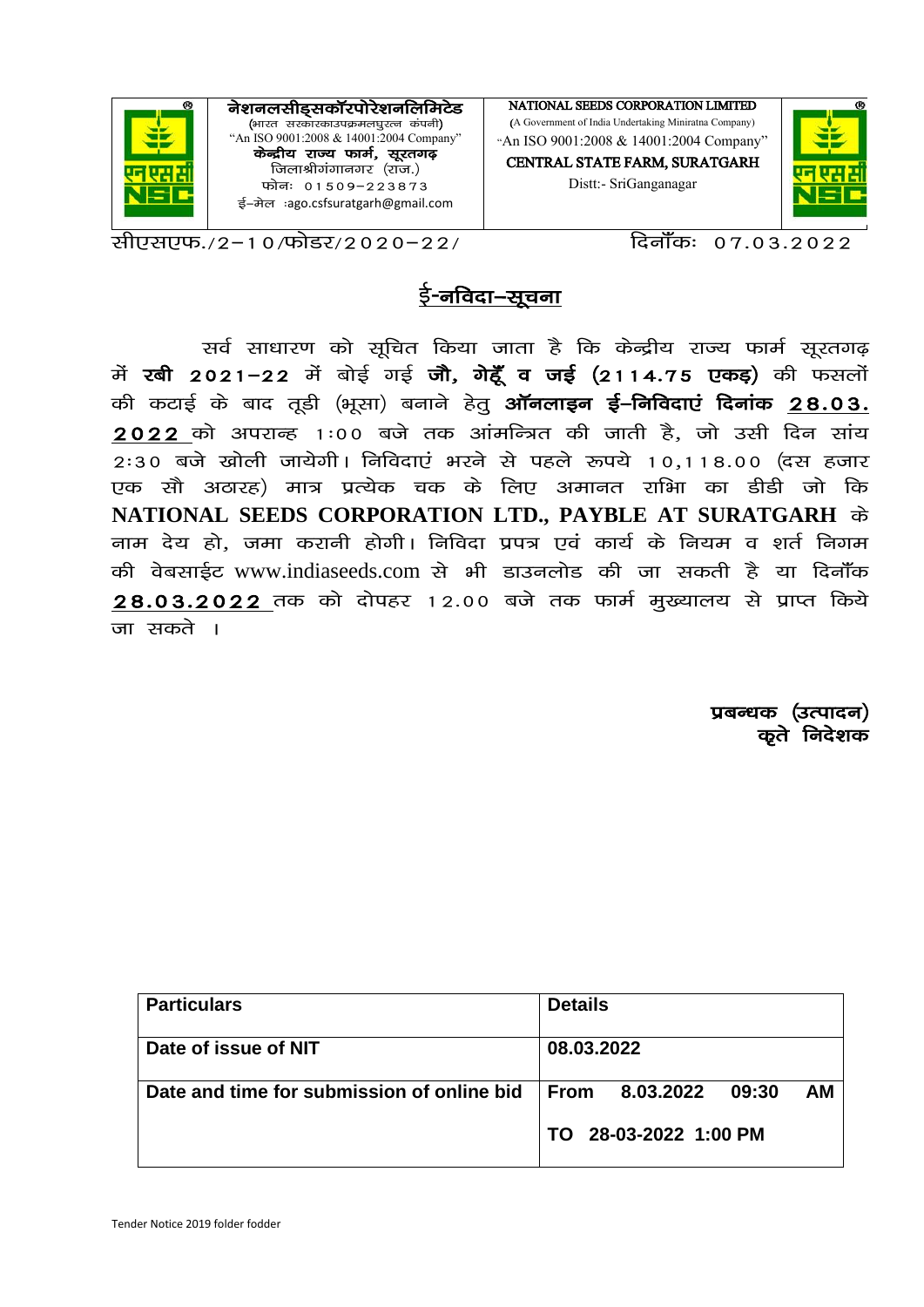**नेशनलसीड्सकॉरपोरेशनलिमिटेड**
(भारत सरकारकाउपक्रममलघुरत्न कंपनी)
"An ISO 9001:2008 & 14001:2004 Company"
**केन्द्रीय राज्य फार्म, सूरतगढ़**
जिलाश्रीगंगानगर (राज.)
फोनः 01509-223873
ई–मेल :ago.csfsuratgarh@gmail.com

**NATIONAL SEEDS CORPORATION LIMITED**
(A Government of India Undertaking Miniratna Company)
"An ISO 9001:2008 & 14001:2004 Company"
**CENTRAL STATE FARM, SURATGARH**
Distt:- SriGanganagar

सीएसएफ./2–10/फोडर/2020–22/ दिनाँकः 07.03.2022

## ई-नविदा–सूचना

सर्व साधारण को सूचित किया जाता है कि केन्द्रीय राज्य फार्म सूरतगढ़ में **रबी 2021–22** में बोई गई **जौ, गेहूँ व जई (2114.75 एकड़)** की फसलों की कटाई के बाद तूड़ी (भूसा) बनाने हेतु **ऑनलाइन ई–निविदाएं दिनांक 28.03.2022** को अपरान्ह 1:00 बजे तक आंमन्त्रित की जाती है, जो उसी दिन सांय 2:30 बजे खोली जायेगी। निविदाएं भरने से पहले रूपये 10,118.00 (दस हजार एक सौ अठारह) मात्र प्रत्येक चक के लिए अमानत राशि का डीडी जो कि **NATIONAL SEEDS CORPORATION LTD., PAYBLE AT SURATGARH** के नाम देय हो, जमा करानी होगी। निविदा प्रपत्र एवं कार्य के नियम व शर्त निगम की वेबसाईट www.indiaseeds.com से भी डाउनलोड की जा सकती है या दिनाँक **28.03.2022** तक को दोपहर 12.00 बजे तक फार्म मुख्यालय से प्राप्त किये जा सकते ।

**प्रबन्धक (उत्पादन)**
**कृते निदेशक**

| Particulars | Details |
|---|---|
| Date of issue of NIT | 08.03.2022 |
| Date and time for submission of online bid | From 8.03.2022 09:30 AM<br>TO 28-03-2022 1:00 PM |

Tender Notice 2019 folder fodder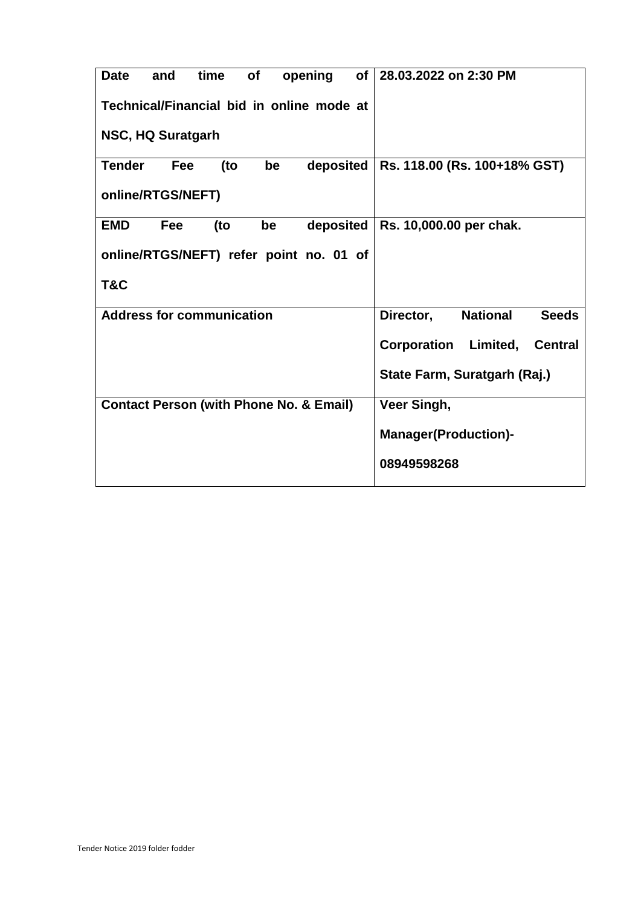| **Date and time of opening of Technical/Financial bid in online mode at NSC, HQ Suratgarh** | **28.03.2022 on 2:30 PM** |
|---|---|
| **Tender Fee (to be deposited online/RTGS/NEFT)** | **Rs. 118.00 (Rs. 100+18% GST)** |
| **EMD Fee (to be deposited online/RTGS/NEFT) refer point no. 01 of T&C** | **Rs. 10,000.00 per chak.** |
| **Address for communication** | **Director, National Seeds Corporation Limited, Central State Farm, Suratgarh (Raj.)** |
| **Contact Person (with Phone No. & Email)** | **Veer Singh, Manager(Production)- 08949598268** |

Tender Notice 2019 folder fodder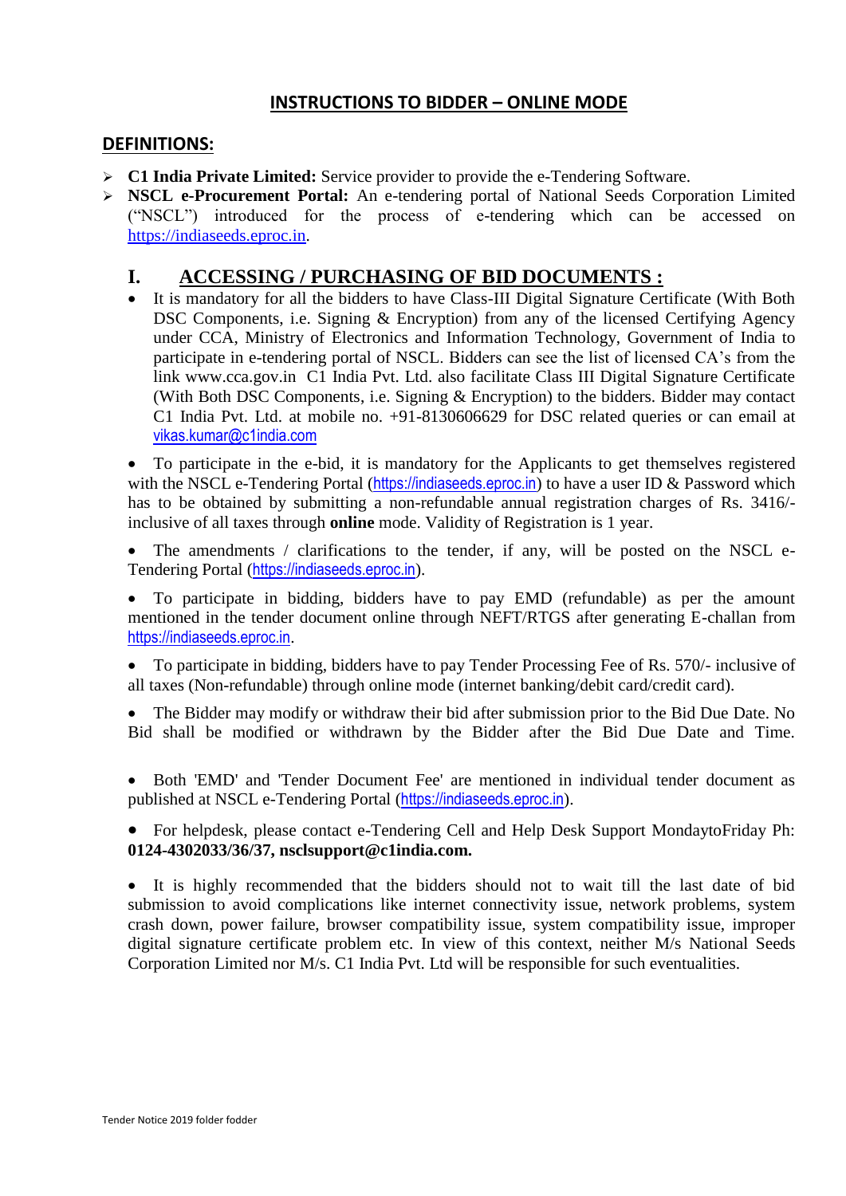## INSTRUCTIONS TO BIDDER – ONLINE MODE

### DEFINITIONS:

- **C1 India Private Limited:** Service provider to provide the e-Tendering Software.
- **NSCL e-Procurement Portal:** An e-tendering portal of National Seeds Corporation Limited ("NSCL") introduced for the process of e-tendering which can be accessed on https://indiaseeds.eproc.in.

## I. ACCESSING / PURCHASING OF BID DOCUMENTS :

- It is mandatory for all the bidders to have Class-III Digital Signature Certificate (With Both DSC Components, i.e. Signing & Encryption) from any of the licensed Certifying Agency under CCA, Ministry of Electronics and Information Technology, Government of India to participate in e-tendering portal of NSCL. Bidders can see the list of licensed CA's from the link www.cca.gov.in C1 India Pvt. Ltd. also facilitate Class III Digital Signature Certificate (With Both DSC Components, i.e. Signing & Encryption) to the bidders. Bidder may contact C1 India Pvt. Ltd. at mobile no. +91-8130606629 for DSC related queries or can email at vikas.kumar@c1india.com

- To participate in the e-bid, it is mandatory for the Applicants to get themselves registered with the NSCL e-Tendering Portal (https://indiaseeds.eproc.in) to have a user ID & Password which has to be obtained by submitting a non-refundable annual registration charges of Rs. 3416/- inclusive of all taxes through **online** mode. Validity of Registration is 1 year.

- The amendments / clarifications to the tender, if any, will be posted on the NSCL e-Tendering Portal (https://indiaseeds.eproc.in).

- To participate in bidding, bidders have to pay EMD (refundable) as per the amount mentioned in the tender document online through NEFT/RTGS after generating E-challan from https://indiaseeds.eproc.in.

- To participate in bidding, bidders have to pay Tender Processing Fee of Rs. 570/- inclusive of all taxes (Non-refundable) through online mode (internet banking/debit card/credit card).

- The Bidder may modify or withdraw their bid after submission prior to the Bid Due Date. No Bid shall be modified or withdrawn by the Bidder after the Bid Due Date and Time.

- Both 'EMD' and 'Tender Document Fee' are mentioned in individual tender document as published at NSCL e-Tendering Portal (https://indiaseeds.eproc.in).

- For helpdesk, please contact e-Tendering Cell and Help Desk Support MondaytoFriday Ph: **0124-4302033/36/37, nsclsupport@c1india.com.**

- It is highly recommended that the bidders should not to wait till the last date of bid submission to avoid complications like internet connectivity issue, network problems, system crash down, power failure, browser compatibility issue, system compatibility issue, improper digital signature certificate problem etc. In view of this context, neither M/s National Seeds Corporation Limited nor M/s. C1 India Pvt. Ltd will be responsible for such eventualities.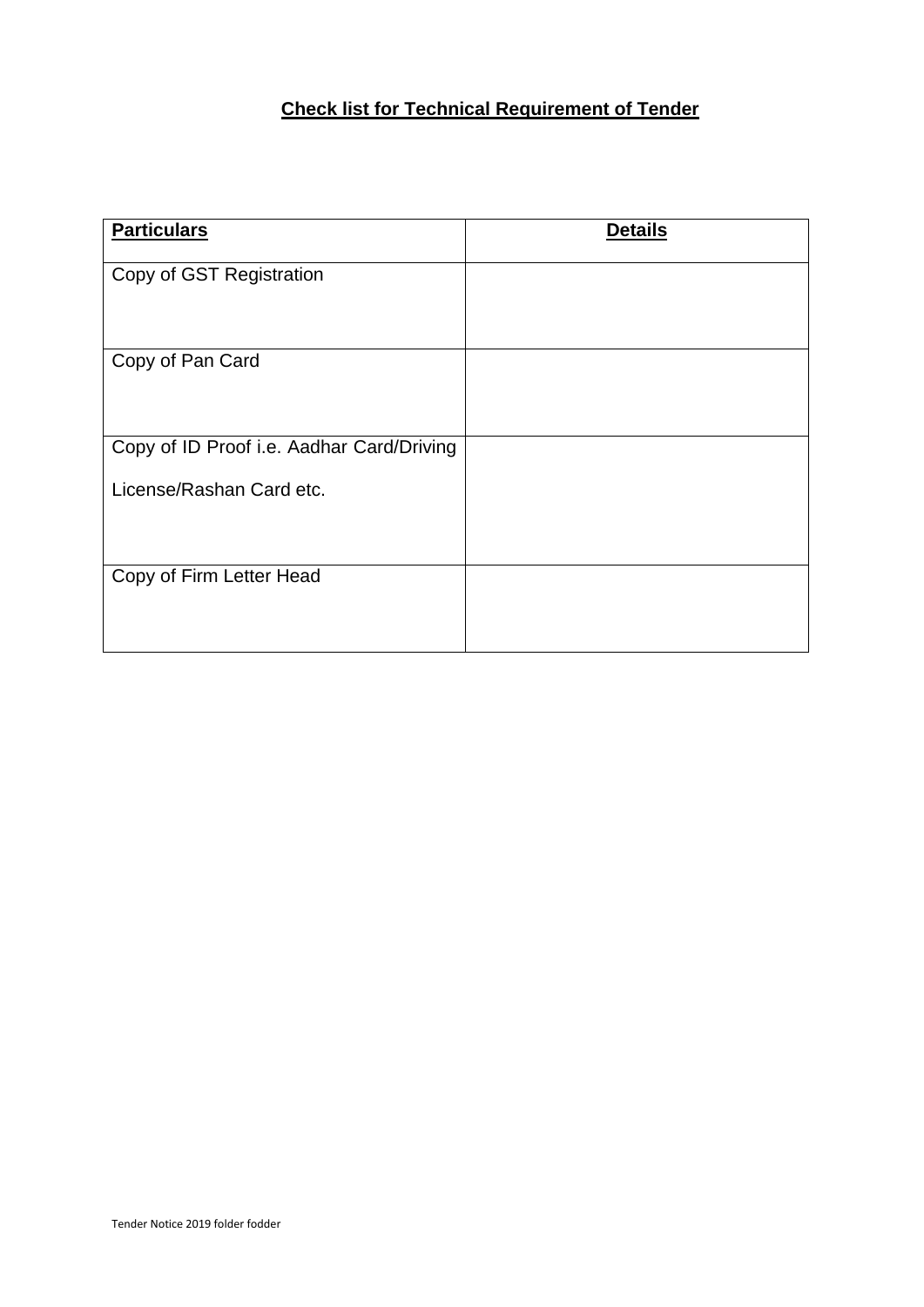## Check list for Technical Requirement of Tender

| **Particulars** | **Details** |
|---|---|
| Copy of GST Registration | |
| Copy of Pan Card | |
| Copy of ID Proof i.e. Aadhar Card/Driving License/Rashan Card etc. | |
| Copy of Firm Letter Head | |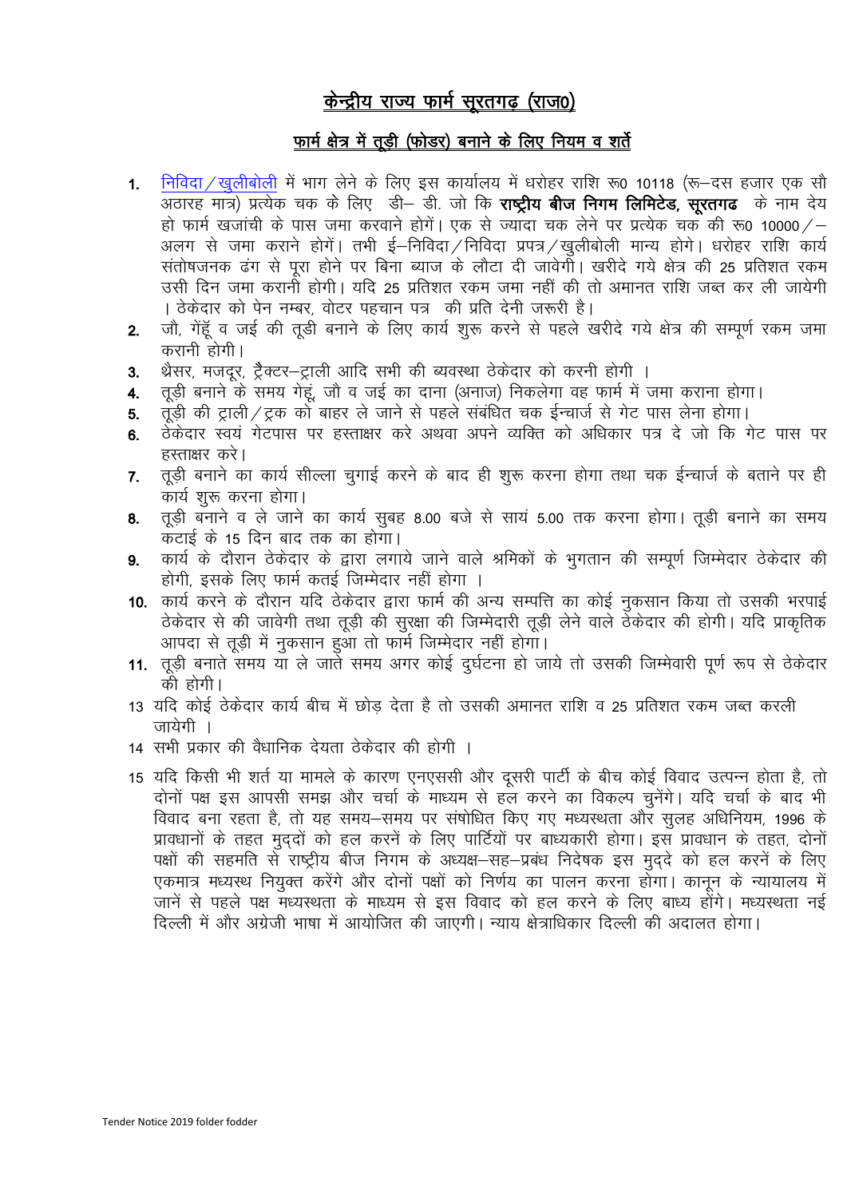# केन्द्रीय राज्य फार्म सूरतगढ़ (राज0)

## फार्म क्षेत्र में तूड़ी (फोडर) बनाने के लिए नियम व शर्तें

1. निविदा/खुलीबोली में भाग लेने के लिए इस कार्यालय में धरोहर राशि रू0 10118 (रू–दस हजार एक सौ अठारह मात्र) प्रत्येक चक के लिए डी– डी. जो कि **राष्ट्रीय बीज निगम लिमिटेड, सूरतगढ** के नाम देय हो फार्म खजांची के पास जमा करवाने होगें। एक से ज्यादा चक लेने पर प्रत्येक चक की रू0 10000/– अलग से जमा कराने होगें। तभी ई–निविदा/निविदा प्रपत्र/खुलीबोली मान्य होगे। धरोहर राशि कार्य संतोषजनक ढंग से पूरा होने पर बिना ब्याज के लौटा दी जावेगी। खरीदे गये क्षेत्र की 25 प्रतिशत रकम उसी दिन जमा करानी होगी। यदि 25 प्रतिशत रकम जमा नहीं की तो अमानत राशि जब्त कर ली जायेगी। ठेकेदार को पेन नम्बर, वोटर पहचान पत्र की प्रति देनी जरूरी है।
2. जौ, गेंहूँ व जई की तूड़ी बनाने के लिए कार्य शुरू करने से पहले खरीदे गये क्षेत्र की सम्पूर्ण रकम जमा करानी होगी।
3. थ्रैसर, मजदूर, ट्रैक्टर–ट्राली आदि सभी की ब्यवस्था ठेकेदार को करनी होगी ।
4. तूड़ी बनाने के समय गेहूं, जौ व जई का दाना (अनाज) निकलेगा वह फार्म में जमा कराना होगा।
5. तूड़ी की ट्राली/ट्रक को बाहर ले जाने से पहले संबंधित चक ईन्चार्ज से गेट पास लेना होगा।
6. ठेकेदार स्वयं गेटपास पर हस्ताक्षर करे अथवा अपने व्यक्ति को अधिकार पत्र दे जो कि गेट पास पर हस्ताक्षर करे।
7. तूड़ी बनाने का कार्य सील्ला चुगाई करने के बाद ही शुरू करना होगा तथा चक ईन्चार्ज के बताने पर ही कार्य शुरू करना होगा।
8. तूड़ी बनाने व ले जाने का कार्य सुबह 8.00 बजे से सायं 5.00 तक करना होगा। तूड़ी बनाने का समय कटाई के 15 दिन बाद तक का होगा।
9. कार्य के दौरान ठेकेदार के द्वारा लगाये जाने वाले श्रमिकों के भुगतान की सम्पूर्ण जिम्मेदार ठेकेदार की होगी, इसके लिए फार्म कतई जिम्मेदार नहीं होगा ।
10. कार्य करने के दौरान यदि ठेकेदार द्वारा फार्म की अन्य सम्पत्ति का कोई नुकसान किया तो उसकी भरपाई ठेकेदार से की जावेगी तथा तूड़ी की सुरक्षा की जिम्मेदारी तूड़ी लेने वाले ठेकेदार की होगी। यदि प्राकृतिक आपदा से तूड़ी में नुकसान हुआ तो फार्म जिम्मेदार नहीं होगा।
11. तूड़ी बनाते समय या ले जाते समय अगर कोई दुर्घटना हो जाये तो उसकी जिम्मेवारी पूर्ण रूप से ठेकेदार की होगी।

13 यदि कोई ठेकेदार कार्य बीच में छोड़ देता है तो उसकी अमानत राशि व 25 प्रतिशत रकम जब्त करली जायेगी ।

14 सभी प्रकार की वैधानिक देयता ठेकेदार की होगी ।

15 यदि किसी भी शर्त या मामले के कारण एनएससी और दूसरी पार्टी के बीच कोई विवाद उत्पन्न होता है, तो दोनों पक्ष इस आपसी समझ और चर्चा के माध्यम से हल करने का विकल्प चुनेंगे। यदि चर्चा के बाद भी विवाद बना रहता है, तो यह समय–समय पर संशोधित किए गए मध्यस्थता और सुलह अधिनियम, 1996 के प्रावधानों के तहत मुद्दों को हल करनें के लिए पार्टियों पर बाध्यकारी होगा। इस प्रावधान के तहत, दोनों पक्षों की सहमति से राष्ट्रीय बीज निगम के अध्यक्ष–सह–प्रबंध निदेषक इस मुद्दे को हल करनें के लिए एकमात्र मध्यस्थ नियुक्त करेंगे और दोनों पक्षों को निर्णय का पालन करना होगा। कानून के न्यायालय में जानें से पहले पक्ष मध्यस्थता के माध्यम से इस विवाद को हल करने के लिए बाध्य होंगे। मध्यस्थता नई दिल्ली में और अग्रेजी भाषा में आयोजित की जाएगी। न्याय क्षेत्राधिकार दिल्ली की अदालत होगा।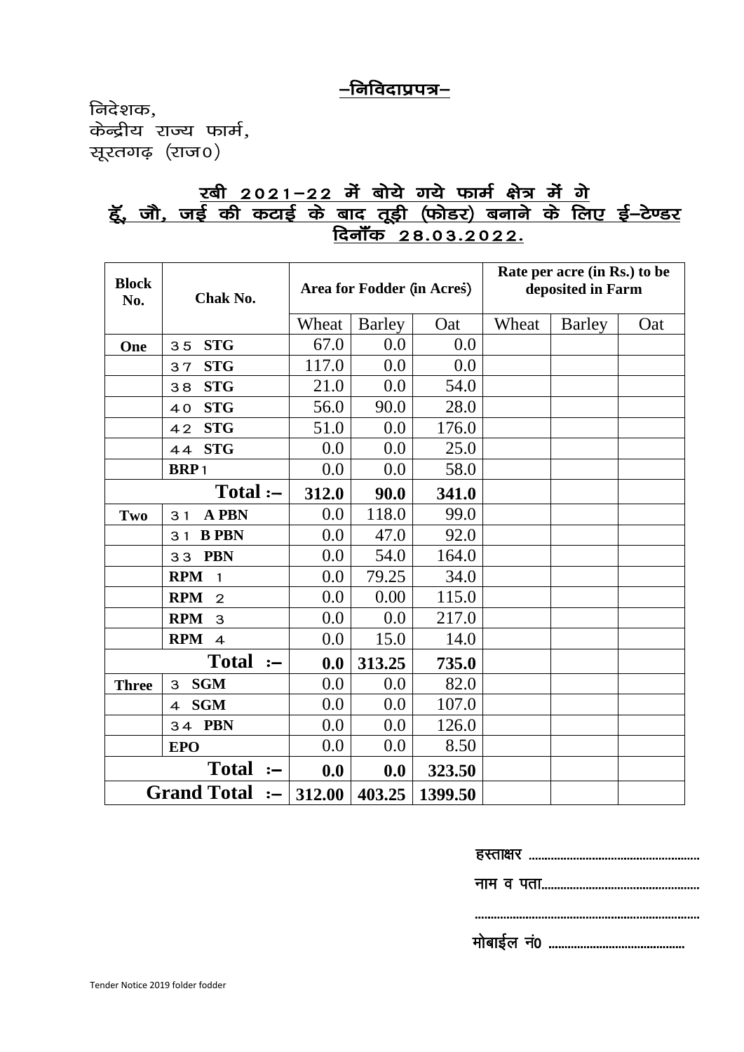## –निविदाप्रपत्र–

निदेशक,
केन्द्रीय राज्य फार्म,
सूरतगढ़ (राज0)

## रबी 2021–22 में बोये गये फार्म क्षेत्र में गे हूॅं, जौ, जई की कटाई के बाद तूड़ी (फोडर) बनाने के लिए ई–टेण्डर दिनाँक 28.03.2022.

| Block No. | Chak No. | Area for Fodder (in Acres) | | | Rate per acre (in Rs.) to be deposited in Farm | | |
|---|---|---|---|---|---|---|---|
| | | Wheat | Barley | Oat | Wheat | Barley | Oat |
| **One** | 35 **STG** | 67.0 | 0.0 | 0.0 | | | |
| | 37 **STG** | 117.0 | 0.0 | 0.0 | | | |
| | 38 **STG** | 21.0 | 0.0 | 54.0 | | | |
| | 40 **STG** | 56.0 | 90.0 | 28.0 | | | |
| | 42 **STG** | 51.0 | 0.0 | 176.0 | | | |
| | 44 **STG** | 0.0 | 0.0 | 25.0 | | | |
| | **BRP** 1 | 0.0 | 0.0 | 58.0 | | | |
| **Total :–** | | **312.0** | **90.0** | **341.0** | | | |
| **Two** | 31 **A PBN** | 0.0 | 118.0 | 99.0 | | | |
| | 31 **B PBN** | 0.0 | 47.0 | 92.0 | | | |
| | 33 **PBN** | 0.0 | 54.0 | 164.0 | | | |
| | **RPM** 1 | 0.0 | 79.25 | 34.0 | | | |
| | **RPM** 2 | 0.0 | 0.00 | 115.0 | | | |
| | **RPM** 3 | 0.0 | 0.0 | 217.0 | | | |
| | **RPM** 4 | 0.0 | 15.0 | 14.0 | | | |
| **Total :–** | | **0.0** | **313.25** | **735.0** | | | |
| **Three** | 3 **SGM** | 0.0 | 0.0 | 82.0 | | | |
| | 4 **SGM** | 0.0 | 0.0 | 107.0 | | | |
| | 34 **PBN** | 0.0 | 0.0 | 126.0 | | | |
| | **EPO** | 0.0 | 0.0 | 8.50 | | | |
| **Total :–** | | **0.0** | **0.0** | **323.50** | | | |
| **Grand Total :–** | | **312.00** | **403.25** | **1399.50** | | | |

हस्ताक्षर .....................................................

नाम व पता.................................................

.......................................................................

मोबाईल नं0 ...........................................

Tender Notice 2019 folder fodder